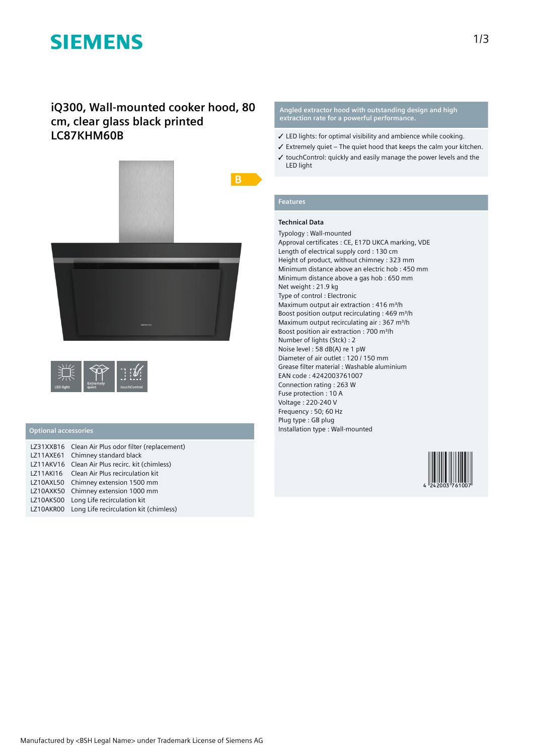# iQ300, Wall-mounted cooker hood, 80 cm, clear glass black printed LC87KHM60B

B

LED light | Extremely quiet | touchControl

## Optional accessories

| | |
|---|---|
| LZ31XXB16 | Clean Air Plus odor filter (replacement) |
| LZ11AXE61 | Chimney standard black |
| LZ11AKV16 | Clean Air Plus recirc. kit (chimless) |
| LZ11AKI16 | Clean Air Plus recirculation kit |
| LZ10AXL50 | Chimney extension 1500 mm |
| LZ10AXK50 | Chimney extension 1000 mm |
| LZ10AKS00 | Long Life recirculation kit |
| LZ10AKR00 | Long Life recirculation kit (chimless) |

## Angled extractor hood with outstanding design and high extraction rate for a powerful performance.

- ✓ LED lights: for optimal visibility and ambience while cooking.
- ✓ Extremely quiet – The quiet hood that keeps the calm your kitchen.
- ✓ touchControl: quickly and easily manage the power levels and the LED light

## Features

### Technical Data

Typology : Wall-mounted
Approval certificates : CE, E17D UKCA marking, VDE
Length of electrical supply cord : 130 cm
Height of product, without chimney : 323 mm
Minimum distance above an electric hob : 450 mm
Minimum distance above a gas hob : 650 mm
Net weight : 21.9 kg
Type of control : Electronic
Maximum output air extraction : 416 m³/h
Boost position output recirculating : 469 m³/h
Maximum output recirculating air : 367 m³/h
Boost position air extraction : 700 m³/h
Number of lights (Stck) : 2
Noise level : 58 dB(A) re 1 pW
Diameter of air outlet : 120 / 150 mm
Grease filter material : Washable aluminium
EAN code : 4242003761007
Connection rating : 263 W
Fuse protection : 10 A
Voltage : 220-240 V
Frequency : 50; 60 Hz
Plug type : GB plug
Installation type : Wall-mounted

4 242003 761007

Manufactured by <BSH Legal Name> under Trademark License of Siemens AG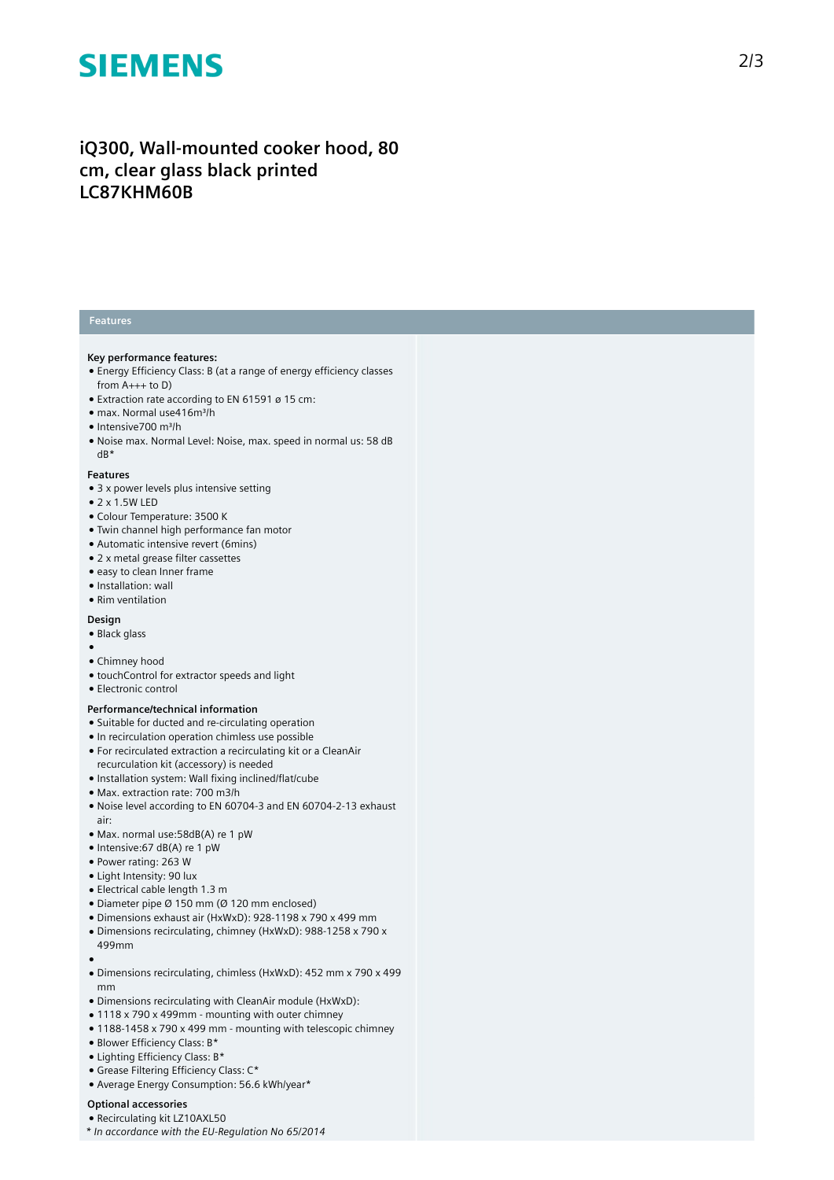![SIEMENS](logo)

# iQ300, Wall-mounted cooker hood, 80 cm, clear glass black printed
# LC87KHM60B

## Features

**Key performance features:**

- Energy Efficiency Class: B (at a range of energy efficiency classes from A+++ to D)
- Extraction rate according to EN 61591 ø 15 cm:
- max. Normal use416m³/h
- Intensive700 m³/h
- Noise max. Normal Level: Noise, max. speed in normal us: 58 dB dB*

**Features**

- 3 x power levels plus intensive setting
- 2 x 1.5W LED
- Colour Temperature: 3500 K
- Twin channel high performance fan motor
- Automatic intensive revert (6mins)
- 2 x metal grease filter cassettes
- easy to clean Inner frame
- Installation: wall
- Rim ventilation

**Design**

- Black glass
- 
- Chimney hood
- touchControl for extractor speeds and light
- Electronic control

**Performance/technical information**

- Suitable for ducted and re-circulating operation
- In recirculation operation chimless use possible
- For recirculated extraction a recirculating kit or a CleanAir recurculation kit (accessory) is needed
- Installation system: Wall fixing inclined/flat/cube
- Max. extraction rate: 700 m3/h
- Noise level according to EN 60704-3 and EN 60704-2-13 exhaust air:
- Max. normal use:58dB(A) re 1 pW
- Intensive:67 dB(A) re 1 pW
- Power rating: 263 W
- Light Intensity: 90 lux
- Electrical cable length 1.3 m
- Diameter pipe Ø 150 mm (Ø 120 mm enclosed)
- Dimensions exhaust air (HxWxD): 928-1198 x 790 x 499 mm
- Dimensions recirculating, chimney (HxWxD): 988-1258 x 790 x 499mm
- 
- Dimensions recirculating, chimless (HxWxD): 452 mm x 790 x 499 mm
- Dimensions recirculating with CleanAir module (HxWxD):
- 1118 x 790 x 499mm - mounting with outer chimney
- 1188-1458 x 790 x 499 mm - mounting with telescopic chimney
- Blower Efficiency Class: B*
- Lighting Efficiency Class: B*
- Grease Filtering Efficiency Class: C*
- Average Energy Consumption: 56.6 kWh/year*

**Optional accessories**

- Recirculating kit LZ10AXL50

*\* In accordance with the EU-Regulation No 65/2014*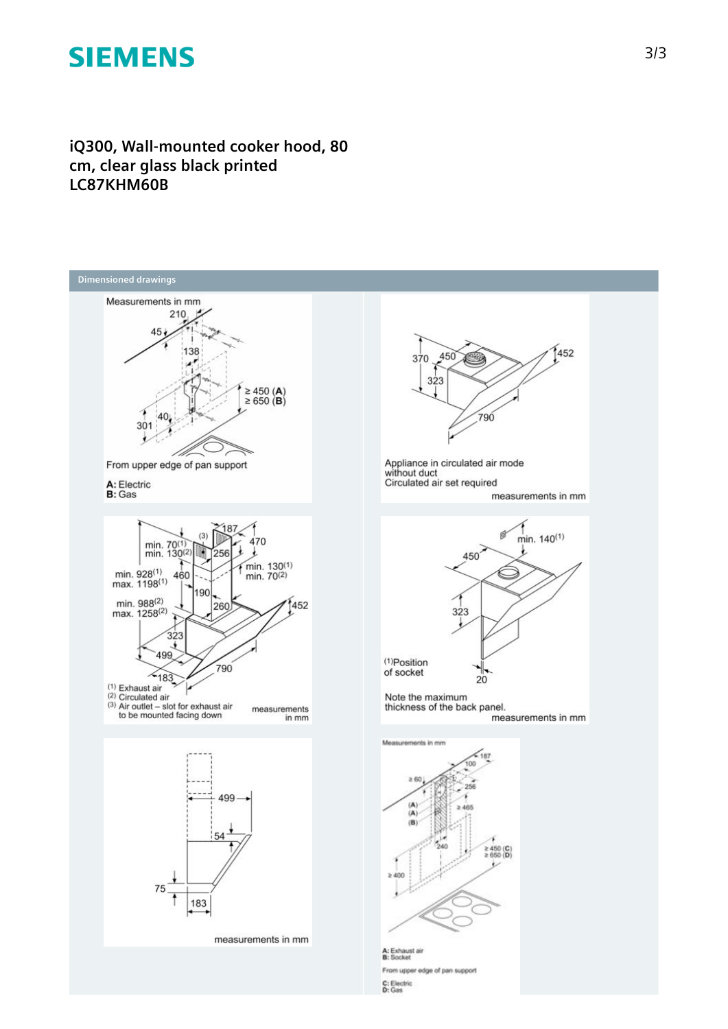# iQ300, Wall-mounted cooker hood, 80 cm, clear glass black printed LC87KHM60B

## Dimensioned drawings

Measurements in mm

210

45

138

≥ 450 (A)
≥ 650 (B)

40

301

From upper edge of pan support

A: Electric
B: Gas

370

450

452

323

790

Appliance in circulated air mode without duct
Circulated air set required

measurements in mm

187

(3)

470

min. 70(1)
min. 130(2)

256

min. 130(1)
min. 70(2)

min. 928(1)
max. 1198(1)

460

190

min. 988(2)
max. 1258(2)

260

452

323

499

790

183

(1) Exhaust air
(2) Circulated air
(3) Air outlet – slot for exhaust air to be mounted facing down

measurements in mm

min. 140(1)

450

323

(1)Position of socket

20

Note the maximum thickness of the back panel.

measurements in mm

499

54

75

183

measurements in mm

Measurements in mm

187

100

≥ 60

256

(A)
(A)
(B)

≥ 465

240

≥ 450 (C)
≥ 650 (D)

≥ 400

A: Exhaust air
B: Socket

From upper edge of pan support

C: Electric
D: Gas